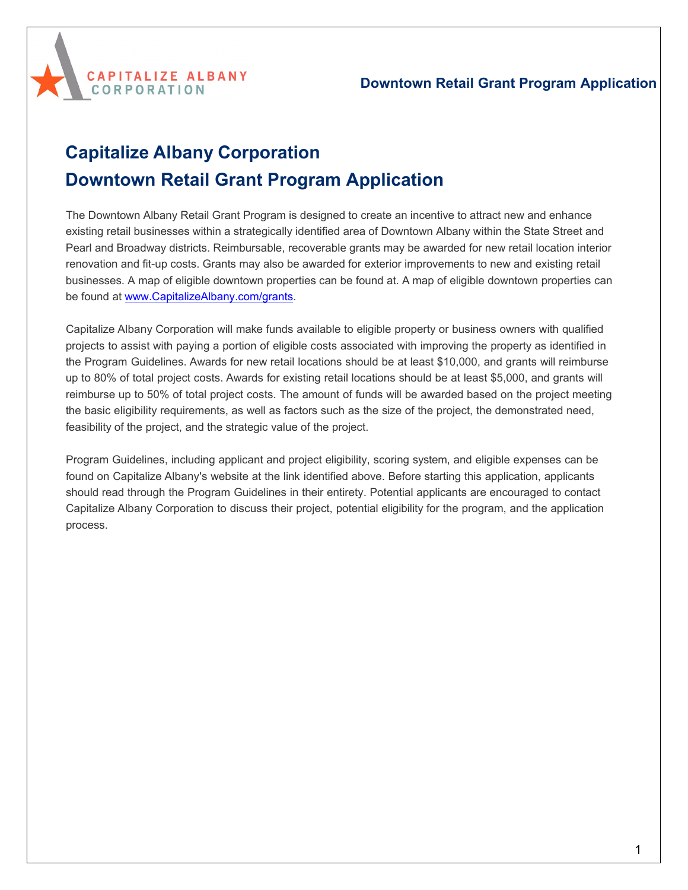# Capitalize Albany Corporation
# Downtown Retail Grant Program Application

The Downtown Albany Retail Grant Program is designed to create an incentive to attract new and enhance existing retail businesses within a strategically identified area of Downtown Albany within the State Street and Pearl and Broadway districts. Reimbursable, recoverable grants may be awarded for new retail location interior renovation and fit-up costs. Grants may also be awarded for exterior improvements to new and existing retail businesses. A map of eligible downtown properties can be found at. A map of eligible downtown properties can be found at www.CapitalizeAlbany.com/grants.

Capitalize Albany Corporation will make funds available to eligible property or business owners with qualified projects to assist with paying a portion of eligible costs associated with improving the property as identified in the Program Guidelines. Awards for new retail locations should be at least $10,000, and grants will reimburse up to 80% of total project costs. Awards for existing retail locations should be at least $5,000, and grants will reimburse up to 50% of total project costs. The amount of funds will be awarded based on the project meeting the basic eligibility requirements, as well as factors such as the size of the project, the demonstrated need, feasibility of the project, and the strategic value of the project.

Program Guidelines, including applicant and project eligibility, scoring system, and eligible expenses can be found on Capitalize Albany's website at the link identified above. Before starting this application, applicants should read through the Program Guidelines in their entirety. Potential applicants are encouraged to contact Capitalize Albany Corporation to discuss their project, potential eligibility for the program, and the application process.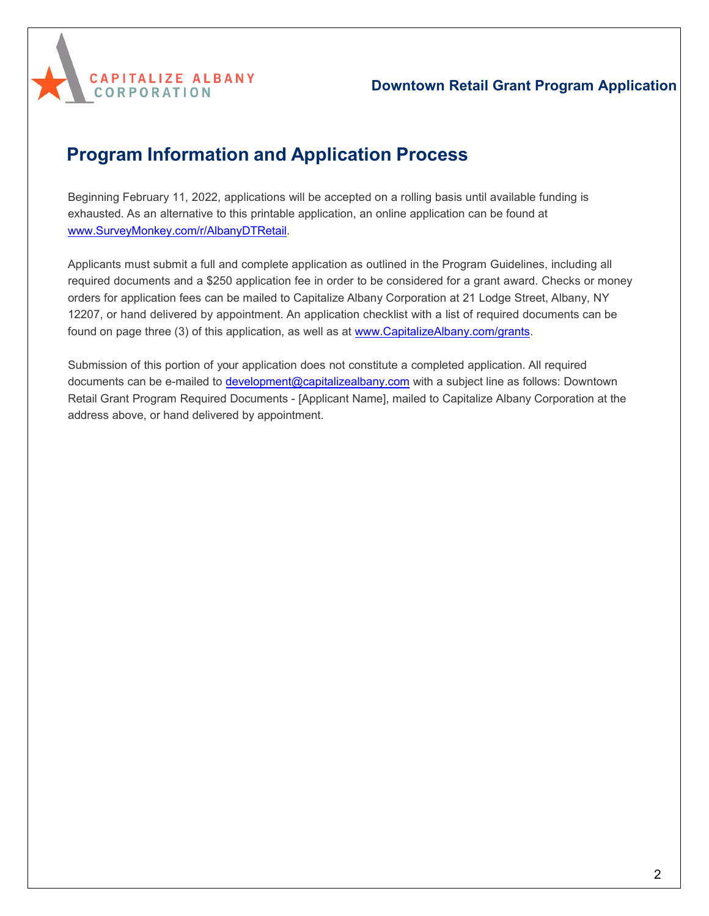# Program Information and Application Process

Beginning February 11, 2022, applications will be accepted on a rolling basis until available funding is exhausted. As an alternative to this printable application, an online application can be found at [www.SurveyMonkey.com/r/AlbanyDTRetail](www.SurveyMonkey.com/r/AlbanyDTRetail).

Applicants must submit a full and complete application as outlined in the Program Guidelines, including all required documents and a $250 application fee in order to be considered for a grant award. Checks or money orders for application fees can be mailed to Capitalize Albany Corporation at 21 Lodge Street, Albany, NY 12207, or hand delivered by appointment. An application checklist with a list of required documents can be found on page three (3) of this application, as well as at [www.CapitalizeAlbany.com/grants](www.CapitalizeAlbany.com/grants).

Submission of this portion of your application does not constitute a completed application. All required documents can be e-mailed to [development@capitalizealbany.com](mailto:development@capitalizealbany.com) with a subject line as follows: Downtown Retail Grant Program Required Documents - [Applicant Name], mailed to Capitalize Albany Corporation at the address above, or hand delivered by appointment.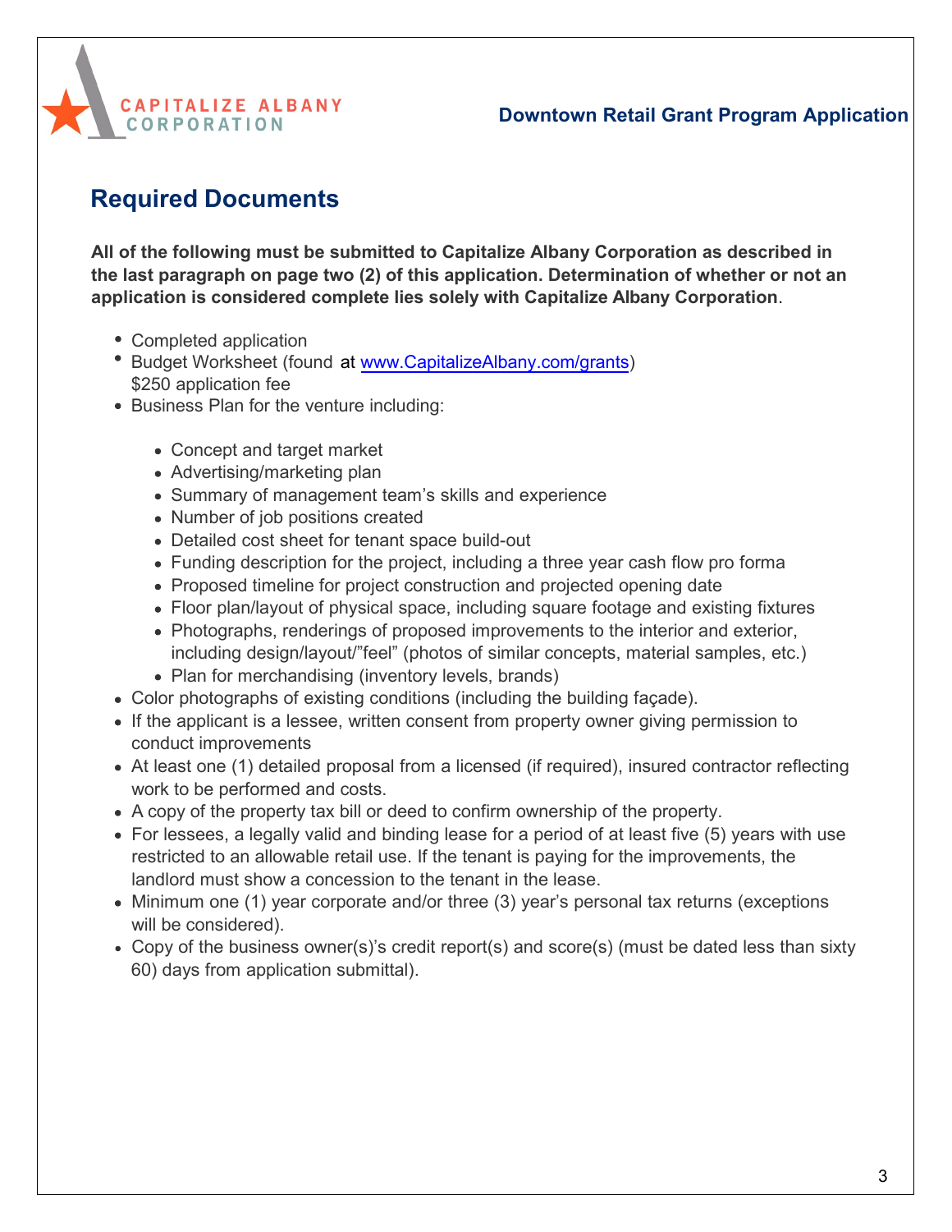## Required Documents

**All of the following must be submitted to Capitalize Albany Corporation as described in the last paragraph on page two (2) of this application. Determination of whether or not an application is considered complete lies solely with Capitalize Albany Corporation**.

- Completed application
- Budget Worksheet (found at www.CapitalizeAlbany.com/grants)
  $250 application fee
- Business Plan for the venture including:
  - Concept and target market
  - Advertising/marketing plan
  - Summary of management team's skills and experience
  - Number of job positions created
  - Detailed cost sheet for tenant space build-out
  - Funding description for the project, including a three year cash flow pro forma
  - Proposed timeline for project construction and projected opening date
  - Floor plan/layout of physical space, including square footage and existing fixtures
  - Photographs, renderings of proposed improvements to the interior and exterior, including design/layout/"feel" (photos of similar concepts, material samples, etc.)
  - Plan for merchandising (inventory levels, brands)
- Color photographs of existing conditions (including the building façade).
- If the applicant is a lessee, written consent from property owner giving permission to conduct improvements
- At least one (1) detailed proposal from a licensed (if required), insured contractor reflecting work to be performed and costs.
- A copy of the property tax bill or deed to confirm ownership of the property.
- For lessees, a legally valid and binding lease for a period of at least five (5) years with use restricted to an allowable retail use. If the tenant is paying for the improvements, the landlord must show a concession to the tenant in the lease.
- Minimum one (1) year corporate and/or three (3) year's personal tax returns (exceptions will be considered).
- Copy of the business owner(s)'s credit report(s) and score(s) (must be dated less than sixty 60) days from application submittal).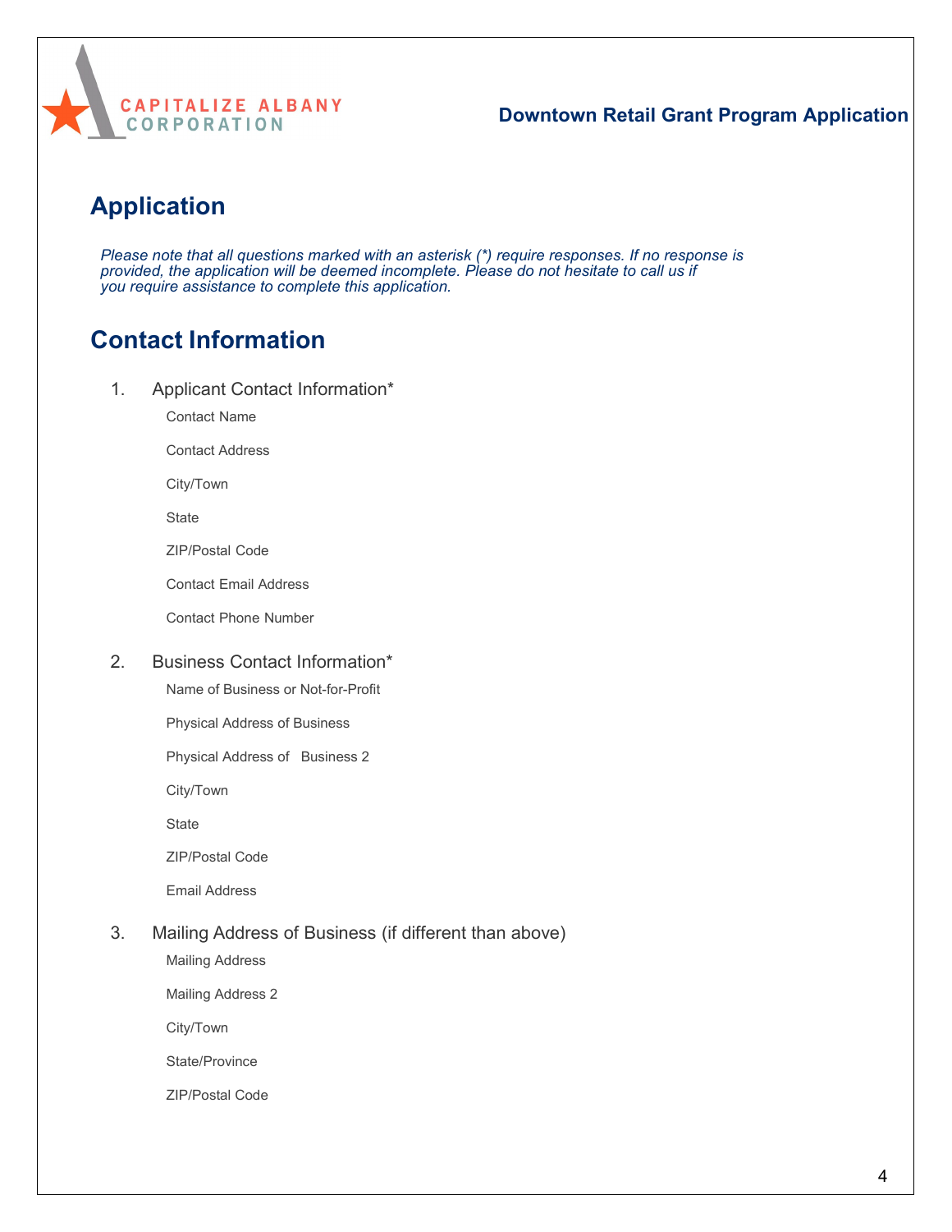Downtown Retail Grant Program Application

# Application

*Please note that all questions marked with an asterisk (*) require responses. If no response is provided, the application will be deemed incomplete. Please do not hesitate to call us if you require assistance to complete this application.*

# Contact Information

1. Applicant Contact Information*

   Contact Name

   Contact Address

   City/Town

   State

   ZIP/Postal Code

   Contact Email Address

   Contact Phone Number

2. Business Contact Information*

   Name of Business or Not-for-Profit

   Physical Address of Business

   Physical Address of Business 2

   City/Town

   State

   ZIP/Postal Code

   Email Address

3. Mailing Address of Business (if different than above)

   Mailing Address

   Mailing Address 2

   City/Town

   State/Province

   ZIP/Postal Code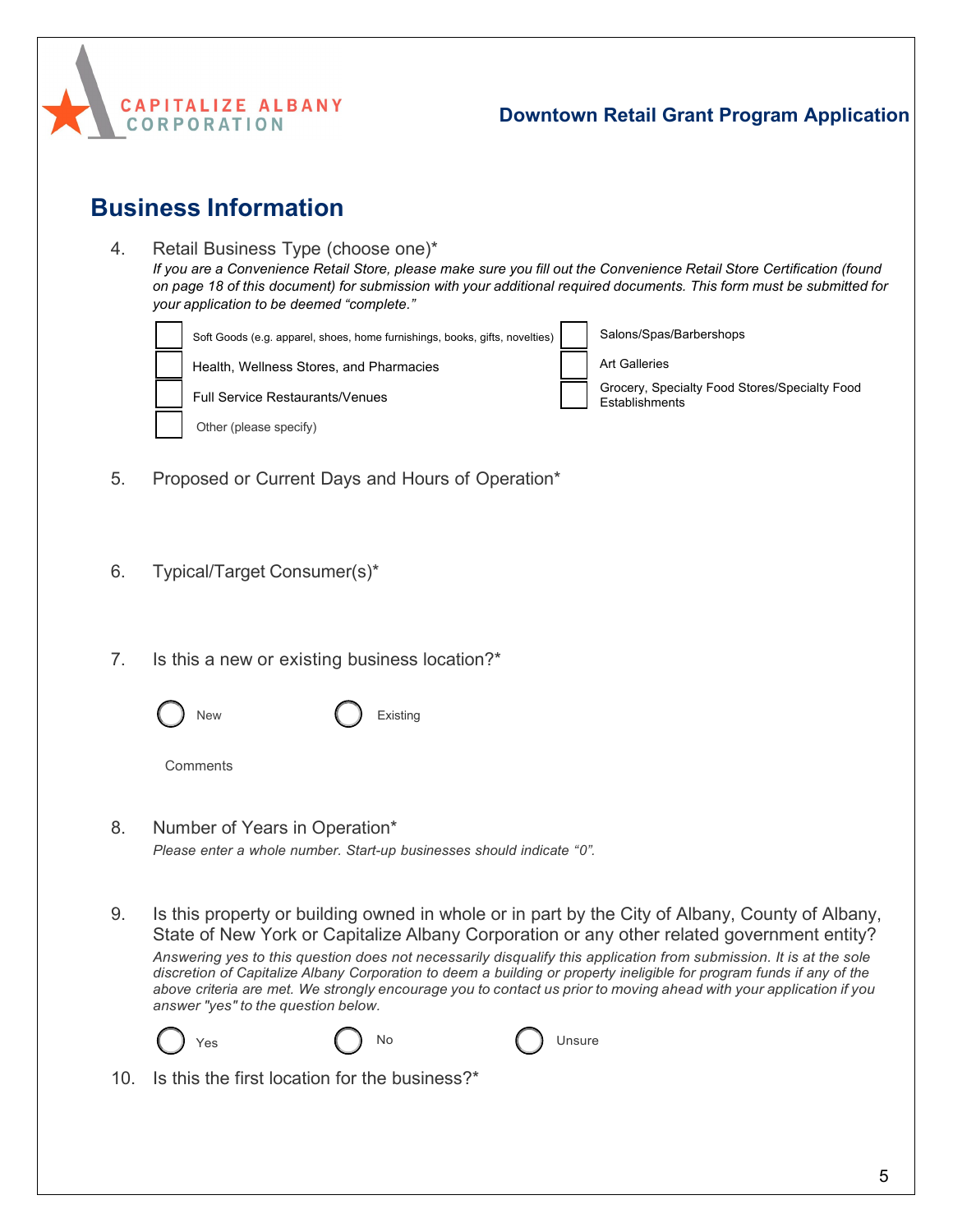## Business Information

4. Retail Business Type (choose one)*
   *If you are a Convenience Retail Store, please make sure you fill out the Convenience Retail Store Certification (found on page 18 of this document) for submission with your additional required documents. This form must be submitted for your application to be deemed "complete."*

   - ☐ Soft Goods (e.g. apparel, shoes, home furnishings, books, gifts, novelties)
   - ☐ Health, Wellness Stores, and Pharmacies
   - ☐ Full Service Restaurants/Venues
   - ☐ Other (please specify)
   - ☐ Salons/Spas/Barbershops
   - ☐ Art Galleries
   - ☐ Grocery, Specialty Food Stores/Specialty Food Establishments

5. Proposed or Current Days and Hours of Operation*

6. Typical/Target Consumer(s)*

7. Is this a new or existing business location?*

   ○ New ○ Existing

   Comments

8. Number of Years in Operation*
   *Please enter a whole number. Start-up businesses should indicate "0".*

9. Is this property or building owned in whole or in part by the City of Albany, County of Albany, State of New York or Capitalize Albany Corporation or any other related government entity?
   *Answering yes to this question does not necessarily disqualify this application from submission. It is at the sole discretion of Capitalize Albany Corporation to deem a building or property ineligible for program funds if any of the above criteria are met. We strongly encourage you to contact us prior to moving ahead with your application if you answer "yes" to the question below.*

   ○ Yes ○ No ○ Unsure

10. Is this the first location for the business?*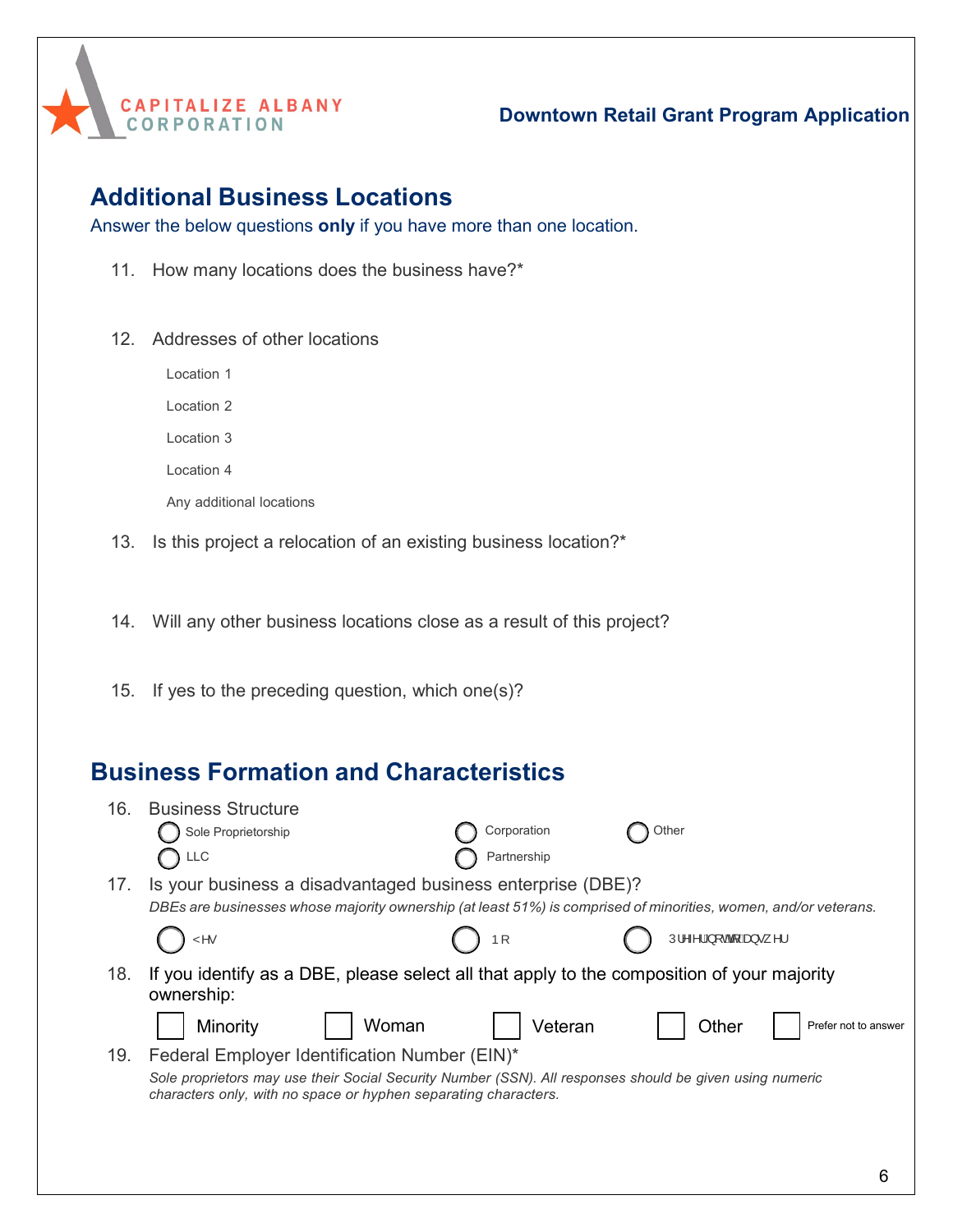## Additional Business Locations

Answer the below questions **only** if you have more than one location.

11. How many locations does the business have?*

12. Addresses of other locations

    Location 1

    Location 2

    Location 3

    Location 4

    Any additional locations

13. Is this project a relocation of an existing business location?*

14. Will any other business locations close as a result of this project?

15. If yes to the preceding question, which one(s)?

## Business Formation and Characteristics

16. Business Structure

    ◯ Sole Proprietorship ◯ Corporation ◯ Other
    ◯ LLC ◯ Partnership

17. Is your business a disadvantaged business enterprise (DBE)?

    *DBEs are businesses whose majority ownership (at least 51%) is comprised of minorities, women, and/or veterans.*

    ◯ Yes ◯ No ◯ Prefer not to answer

18. If you identify as a DBE, please select all that apply to the composition of your majority ownership:

    ☐ Minority ☐ Woman ☐ Veteran ☐ Other ☐ Prefer not to answer

19. Federal Employer Identification Number (EIN)*

    *Sole proprietors may use their Social Security Number (SSN). All responses should be given using numeric characters only, with no space or hyphen separating characters.*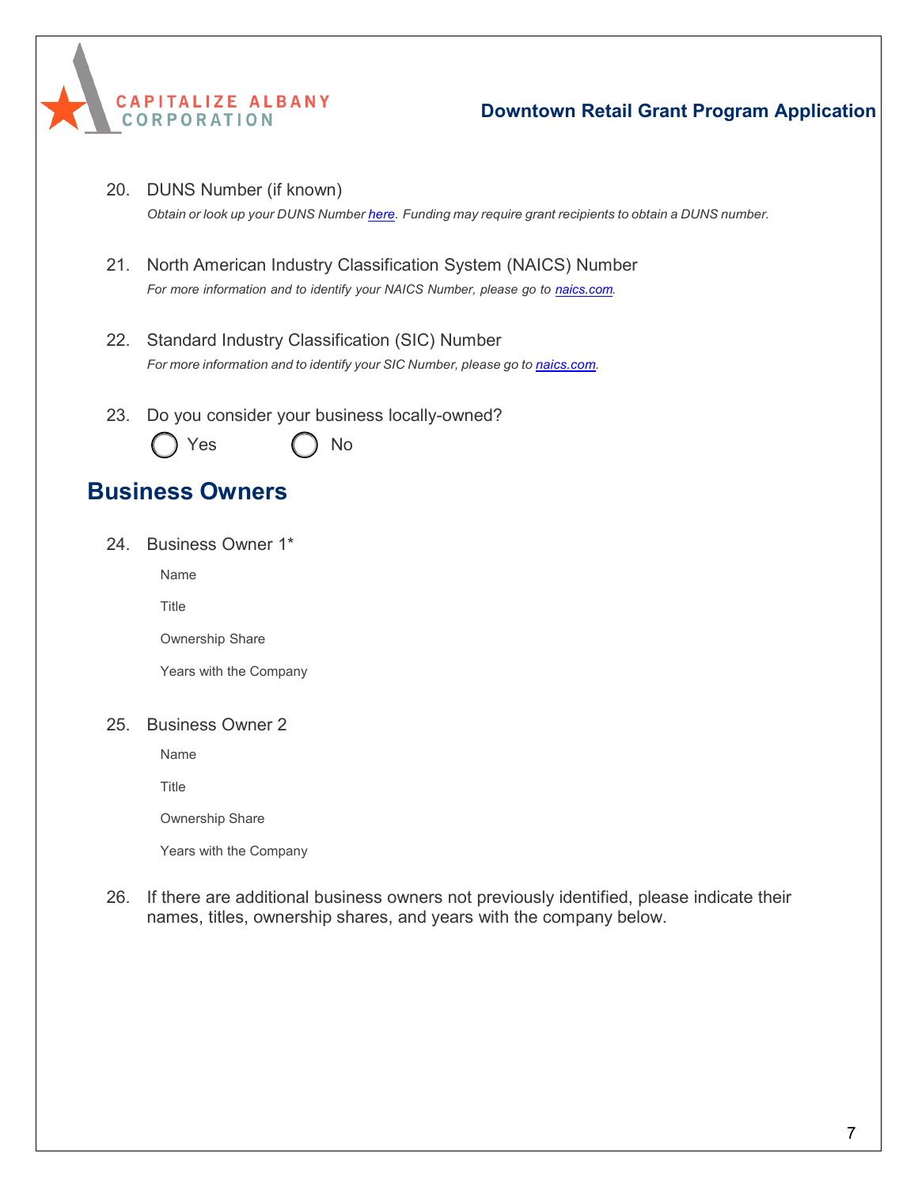20. DUNS Number (if known)

    *Obtain or look up your DUNS Number [here](). Funding may require grant recipients to obtain a DUNS number.*

21. North American Industry Classification System (NAICS) Number

    *For more information and to identify your NAICS Number, please go to [naics.com]().*

22. Standard Industry Classification (SIC) Number

    *For more information and to identify your SIC Number, please go to [naics.com]().*

23. Do you consider your business locally-owned?

    ◯ Yes ◯ No

## Business Owners

24. Business Owner 1*

    Name

    Title

    Ownership Share

    Years with the Company

25. Business Owner 2

    Name

    Title

    Ownership Share

    Years with the Company

26. If there are additional business owners not previously identified, please indicate their names, titles, ownership shares, and years with the company below.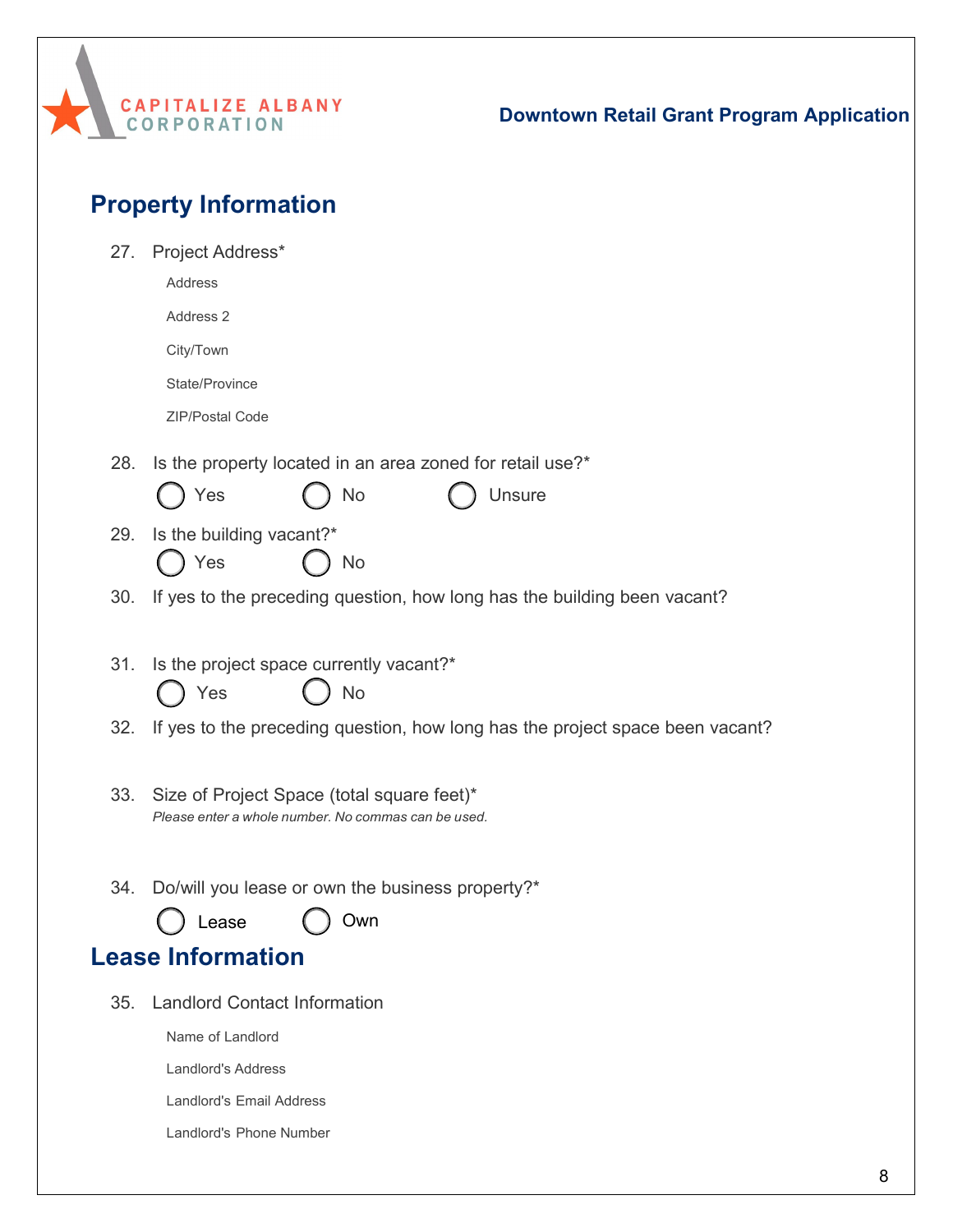## Property Information

27. Project Address*

    Address

    Address 2

    City/Town

    State/Province

    ZIP/Postal Code

28. Is the property located in an area zoned for retail use?*

    ◯ Yes ◯ No ◯ Unsure

29. Is the building vacant?*

    ◯ Yes ◯ No

30. If yes to the preceding question, how long has the building been vacant?

31. Is the project space currently vacant?*

    ◯ Yes ◯ No

32. If yes to the preceding question, how long has the project space been vacant?

33. Size of Project Space (total square feet)*

    *Please enter a whole number. No commas can be used.*

34. Do/will you lease or own the business property?*

    ◯ Lease ◯ Own

## Lease Information

35. Landlord Contact Information

    Name of Landlord

    Landlord's Address

    Landlord's Email Address

    Landlord's Phone Number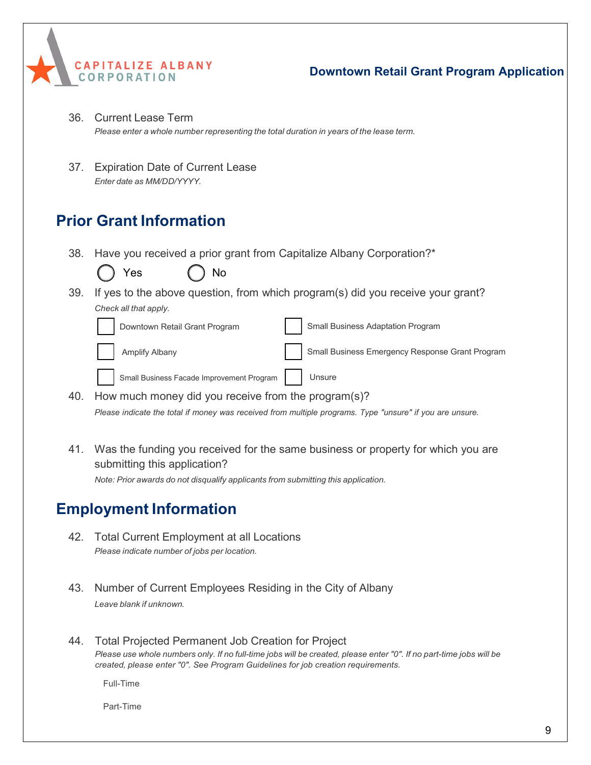36. Current Lease Term
    *Please enter a whole number representing the total duration in years of the lease term.*

37. Expiration Date of Current Lease
    *Enter date as MM/DD/YYYY.*

## Prior Grant Information

38. Have you received a prior grant from Capitalize Albany Corporation?*
    - ○ Yes
    - ○ No

39. If yes to the above question, from which program(s) did you receive your grant?
    *Check all that apply.*
    - ☐ Downtown Retail Grant Program
    - ☐ Small Business Adaptation Program
    - ☐ Amplify Albany
    - ☐ Small Business Emergency Response Grant Program
    - ☐ Small Business Facade Improvement Program
    - ☐ Unsure

40. How much money did you receive from the program(s)?
    *Please indicate the total if money was received from multiple programs. Type "unsure" if you are unsure.*

41. Was the funding you received for the same business or property for which you are submitting this application?
    *Note: Prior awards do not disqualify applicants from submitting this application.*

## Employment Information

42. Total Current Employment at all Locations
    *Please indicate number of jobs per location.*

43. Number of Current Employees Residing in the City of Albany
    *Leave blank if unknown.*

44. Total Projected Permanent Job Creation for Project
    *Please use whole numbers only. If no full-time jobs will be created, please enter "0". If no part-time jobs will be created, please enter "0". See Program Guidelines for job creation requirements.*

    Full-Time

    Part-Time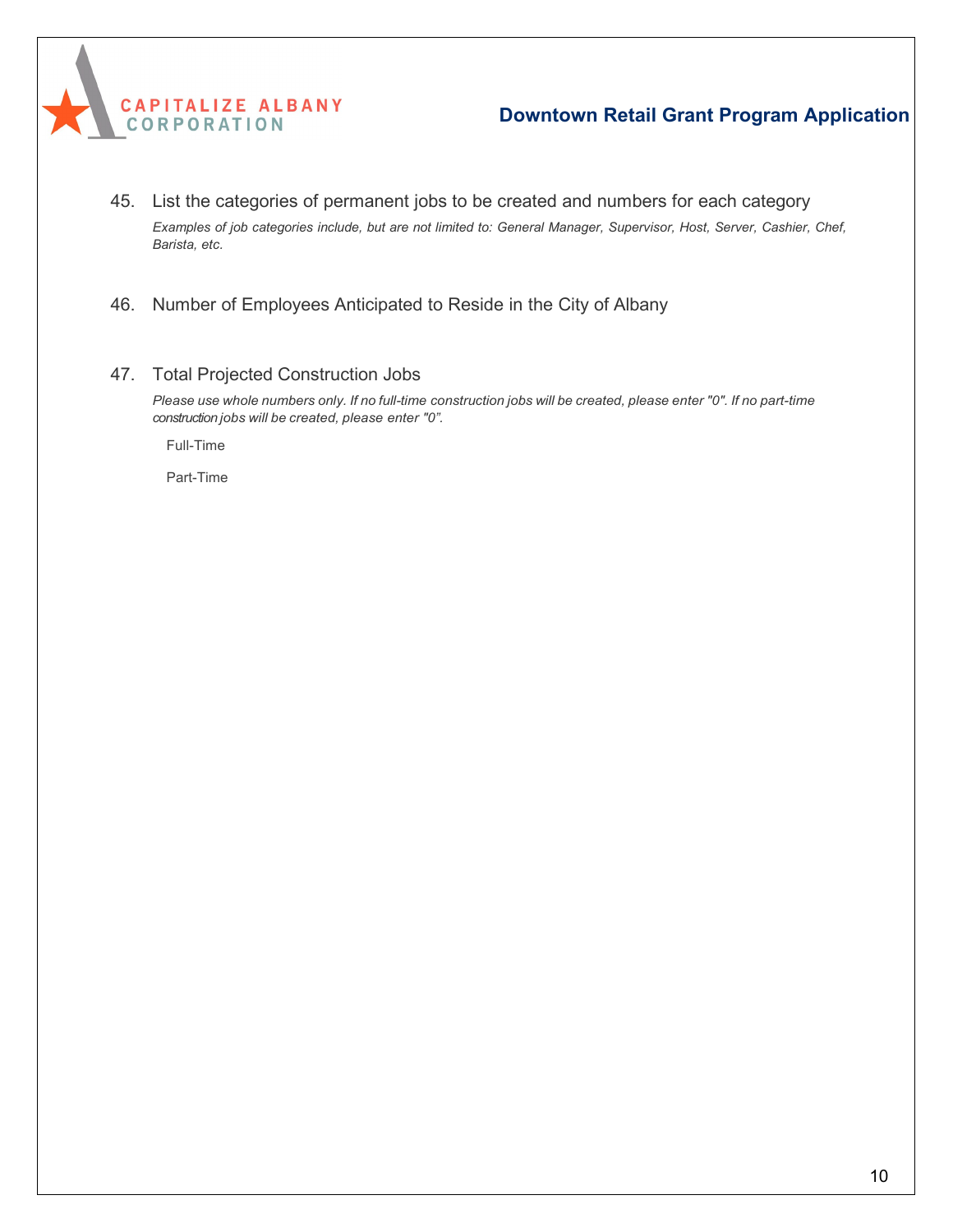45. List the categories of permanent jobs to be created and numbers for each category

    *Examples of job categories include, but are not limited to: General Manager, Supervisor, Host, Server, Cashier, Chef, Barista, etc.*

46. Number of Employees Anticipated to Reside in the City of Albany

47. Total Projected Construction Jobs

    *Please use whole numbers only. If no full-time construction jobs will be created, please enter "0". If no part-time construction jobs will be created, please enter "0".*

    Full-Time

    Part-Time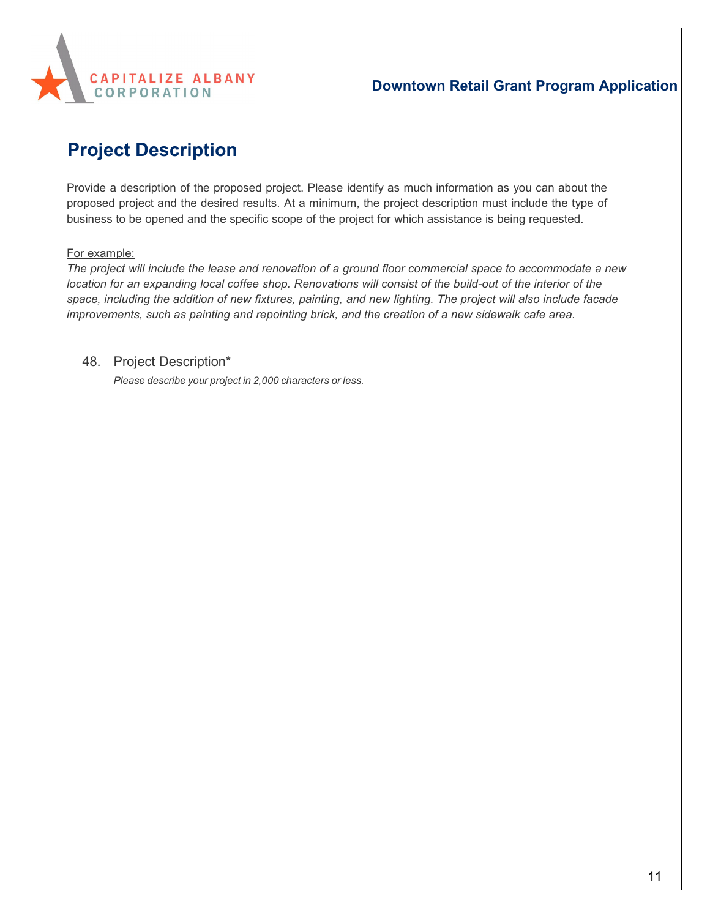## Project Description

Provide a description of the proposed project. Please identify as much information as you can about the proposed project and the desired results. At a minimum, the project description must include the type of business to be opened and the specific scope of the project for which assistance is being requested.

For example:

*The project will include the lease and renovation of a ground floor commercial space to accommodate a new location for an expanding local coffee shop. Renovations will consist of the build-out of the interior of the space, including the addition of new fixtures, painting, and new lighting. The project will also include facade improvements, such as painting and repointing brick, and the creation of a new sidewalk cafe area.*

48. Project Description*

    *Please describe your project in 2,000 characters or less.*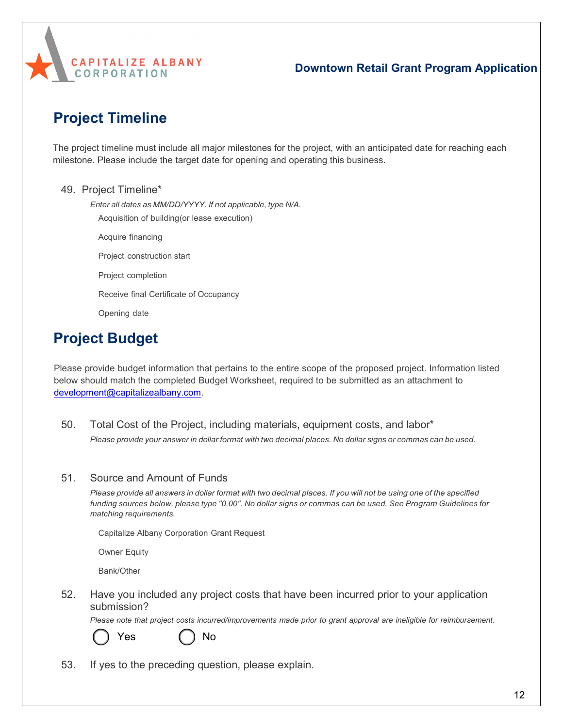## Project Timeline

The project timeline must include all major milestones for the project, with an anticipated date for reaching each milestone. Please include the target date for opening and operating this business.

49. Project Timeline*

    *Enter all dates as MM/DD/YYYY. If not applicable, type N/A.*

    Acquisition of building(or lease execution)

    Acquire financing

    Project construction start

    Project completion

    Receive final Certificate of Occupancy

    Opening date

## Project Budget

Please provide budget information that pertains to the entire scope of the proposed project. Information listed below should match the completed Budget Worksheet, required to be submitted as an attachment to development@capitalizealbany.com.

50. Total Cost of the Project, including materials, equipment costs, and labor*

    *Please provide your answer in dollar format with two decimal places. No dollar signs or commas can be used.*

51. Source and Amount of Funds

    *Please provide all answers in dollar format with two decimal places. If you will not be using one of the specified funding sources below, please type "0.00". No dollar signs or commas can be used. See Program Guidelines for matching requirements.*

    Capitalize Albany Corporation Grant Request

    Owner Equity

    Bank/Other

52. Have you included any project costs that have been incurred prior to your application submission?

    *Please note that project costs incurred/improvements made prior to grant approval are ineligible for reimbursement.*

    ◯ Yes ◯ No

53. If yes to the preceding question, please explain.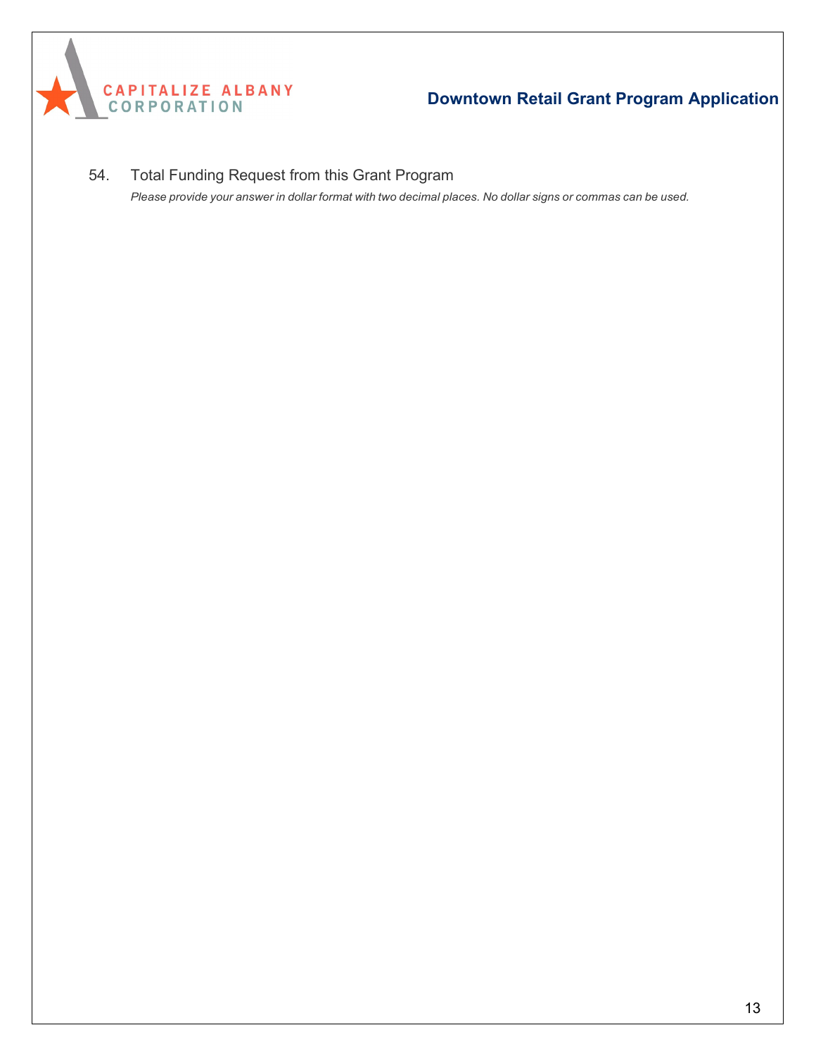54. Total Funding Request from this Grant Program

*Please provide your answer in dollar format with two decimal places. No dollar signs or commas can be used.*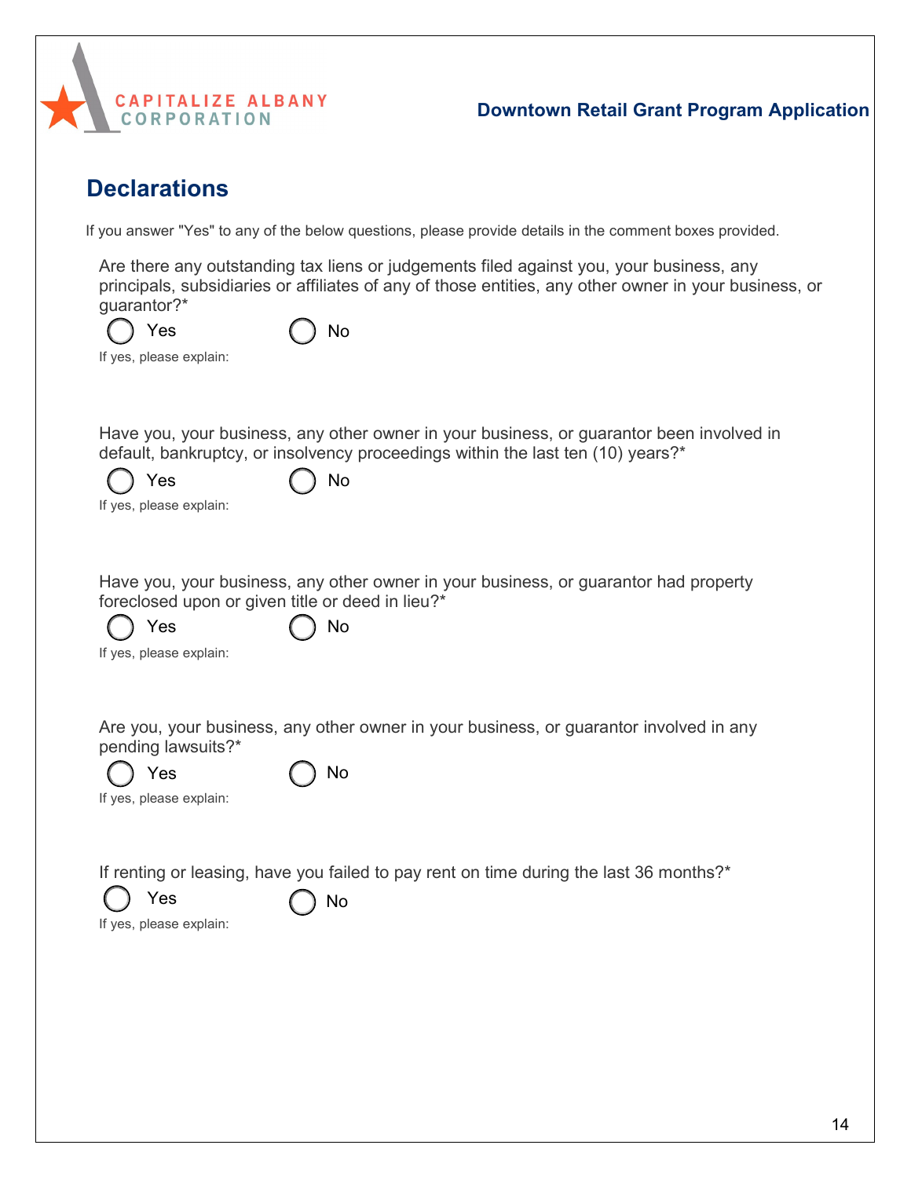## Declarations

If you answer "Yes" to any of the below questions, please provide details in the comment boxes provided.

Are there any outstanding tax liens or judgements filed against you, your business, any principals, subsidiaries or affiliates of any of those entities, any other owner in your business, or guarantor?*

◯ Yes ◯ No

If yes, please explain:

Have you, your business, any other owner in your business, or guarantor been involved in default, bankruptcy, or insolvency proceedings within the last ten (10) years?*

◯ Yes ◯ No

If yes, please explain:

Have you, your business, any other owner in your business, or guarantor had property foreclosed upon or given title or deed in lieu?*

◯ Yes ◯ No

If yes, please explain:

Are you, your business, any other owner in your business, or guarantor involved in any pending lawsuits?*

◯ Yes ◯ No

If yes, please explain:

If renting or leasing, have you failed to pay rent on time during the last 36 months?*

◯ Yes ◯ No

If yes, please explain: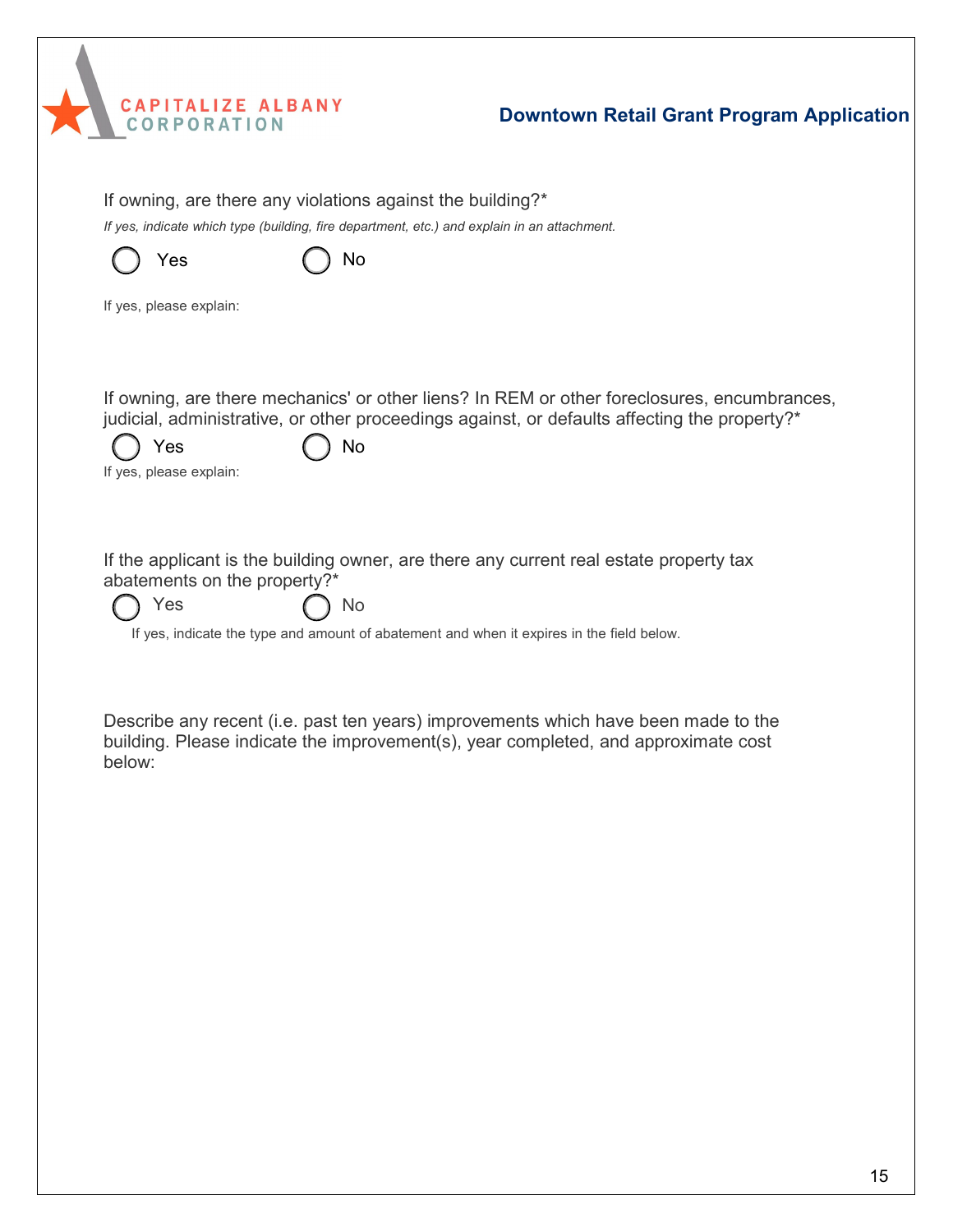If owning, are there any violations against the building?*

*If yes, indicate which type (building, fire department, etc.) and explain in an attachment.*

◯ Yes ◯ No

If yes, please explain:

If owning, are there mechanics' or other liens? In REM or other foreclosures, encumbrances, judicial, administrative, or other proceedings against, or defaults affecting the property?*

◯ Yes ◯ No

If yes, please explain:

If the applicant is the building owner, are there any current real estate property tax abatements on the property?*

◯ Yes ◯ No

If yes, indicate the type and amount of abatement and when it expires in the field below.

Describe any recent (i.e. past ten years) improvements which have been made to the building. Please indicate the improvement(s), year completed, and approximate cost below: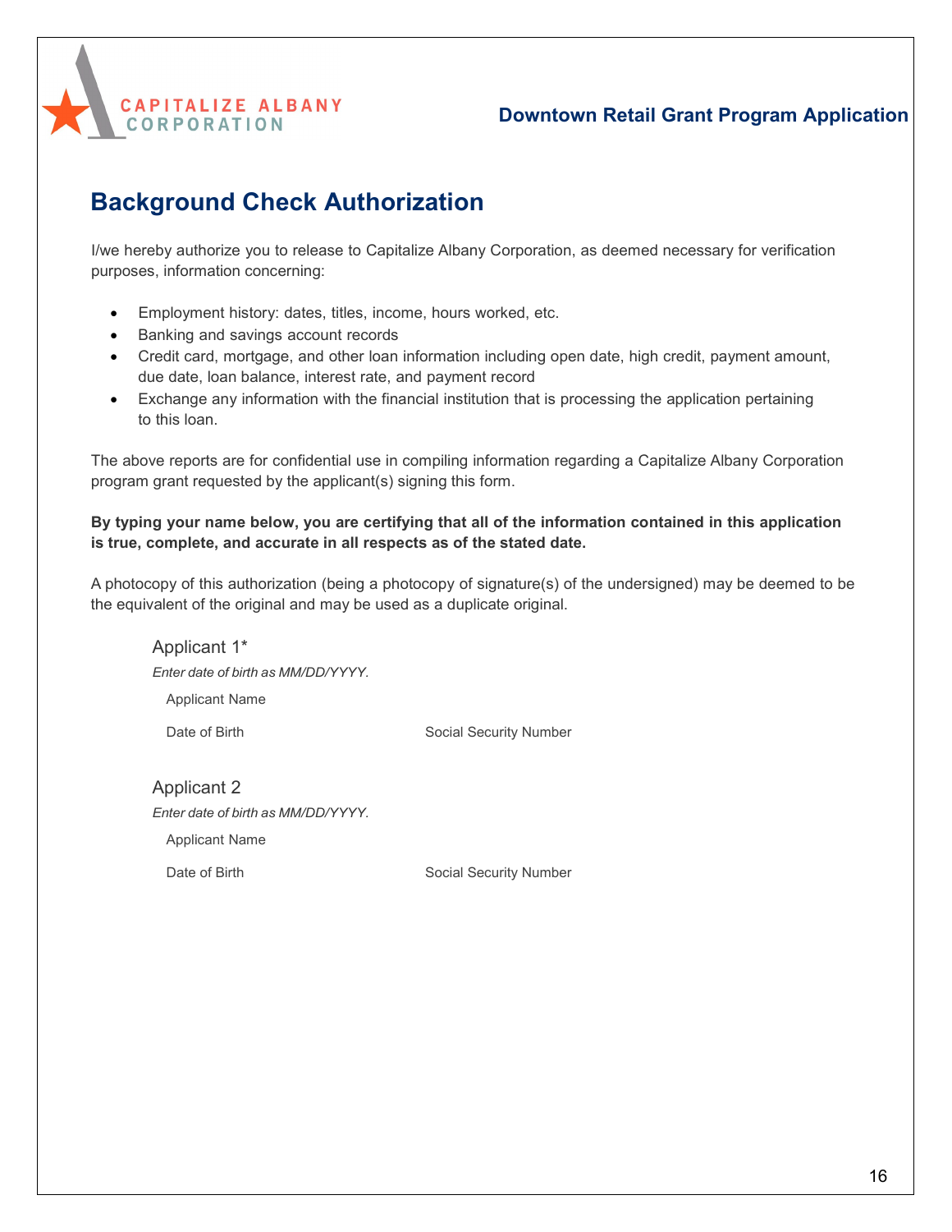# Background Check Authorization

I/we hereby authorize you to release to Capitalize Albany Corporation, as deemed necessary for verification purposes, information concerning:

- Employment history: dates, titles, income, hours worked, etc.
- Banking and savings account records
- Credit card, mortgage, and other loan information including open date, high credit, payment amount, due date, loan balance, interest rate, and payment record
- Exchange any information with the financial institution that is processing the application pertaining to this loan.

The above reports are for confidential use in compiling information regarding a Capitalize Albany Corporation program grant requested by the applicant(s) signing this form.

**By typing your name below, you are certifying that all of the information contained in this application is true, complete, and accurate in all respects as of the stated date.**

A photocopy of this authorization (being a photocopy of signature(s) of the undersigned) may be deemed to be the equivalent of the original and may be used as a duplicate original.

Applicant 1*

*Enter date of birth as MM/DD/YYYY.*

Applicant Name

Date of Birth

Social Security Number

Applicant 2

*Enter date of birth as MM/DD/YYYY.*

Applicant Name

Date of Birth

Social Security Number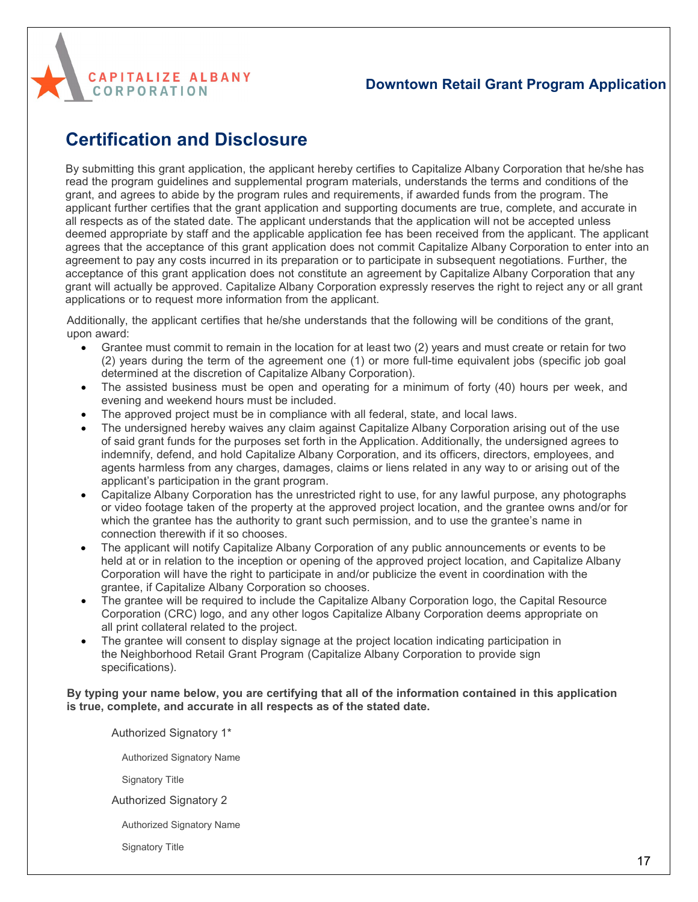## Certification and Disclosure

By submitting this grant application, the applicant hereby certifies to Capitalize Albany Corporation that he/she has read the program guidelines and supplemental program materials, understands the terms and conditions of the grant, and agrees to abide by the program rules and requirements, if awarded funds from the program. The applicant further certifies that the grant application and supporting documents are true, complete, and accurate in all respects as of the stated date. The applicant understands that the application will not be accepted unless deemed appropriate by staff and the applicable application fee has been received from the applicant. The applicant agrees that the acceptance of this grant application does not commit Capitalize Albany Corporation to enter into an agreement to pay any costs incurred in its preparation or to participate in subsequent negotiations. Further, the acceptance of this grant application does not constitute an agreement by Capitalize Albany Corporation that any grant will actually be approved. Capitalize Albany Corporation expressly reserves the right to reject any or all grant applications or to request more information from the applicant.

Additionally, the applicant certifies that he/she understands that the following will be conditions of the grant, upon award:

- Grantee must commit to remain in the location for at least two (2) years and must create or retain for two (2) years during the term of the agreement one (1) or more full-time equivalent jobs (specific job goal determined at the discretion of Capitalize Albany Corporation).
- The assisted business must be open and operating for a minimum of forty (40) hours per week, and evening and weekend hours must be included.
- The approved project must be in compliance with all federal, state, and local laws.
- The undersigned hereby waives any claim against Capitalize Albany Corporation arising out of the use of said grant funds for the purposes set forth in the Application. Additionally, the undersigned agrees to indemnify, defend, and hold Capitalize Albany Corporation, and its officers, directors, employees, and agents harmless from any charges, damages, claims or liens related in any way to or arising out of the applicant's participation in the grant program.
- Capitalize Albany Corporation has the unrestricted right to use, for any lawful purpose, any photographs or video footage taken of the property at the approved project location, and the grantee owns and/or for which the grantee has the authority to grant such permission, and to use the grantee's name in connection therewith if it so chooses.
- The applicant will notify Capitalize Albany Corporation of any public announcements or events to be held at or in relation to the inception or opening of the approved project location, and Capitalize Albany Corporation will have the right to participate in and/or publicize the event in coordination with the grantee, if Capitalize Albany Corporation so chooses.
- The grantee will be required to include the Capitalize Albany Corporation logo, the Capital Resource Corporation (CRC) logo, and any other logos Capitalize Albany Corporation deems appropriate on all print collateral related to the project.
- The grantee will consent to display signage at the project location indicating participation in the Neighborhood Retail Grant Program (Capitalize Albany Corporation to provide sign specifications).

**By typing your name below, you are certifying that all of the information contained in this application is true, complete, and accurate in all respects as of the stated date.**

Authorized Signatory 1*

Authorized Signatory Name

Signatory Title

Authorized Signatory 2

Authorized Signatory Name

Signatory Title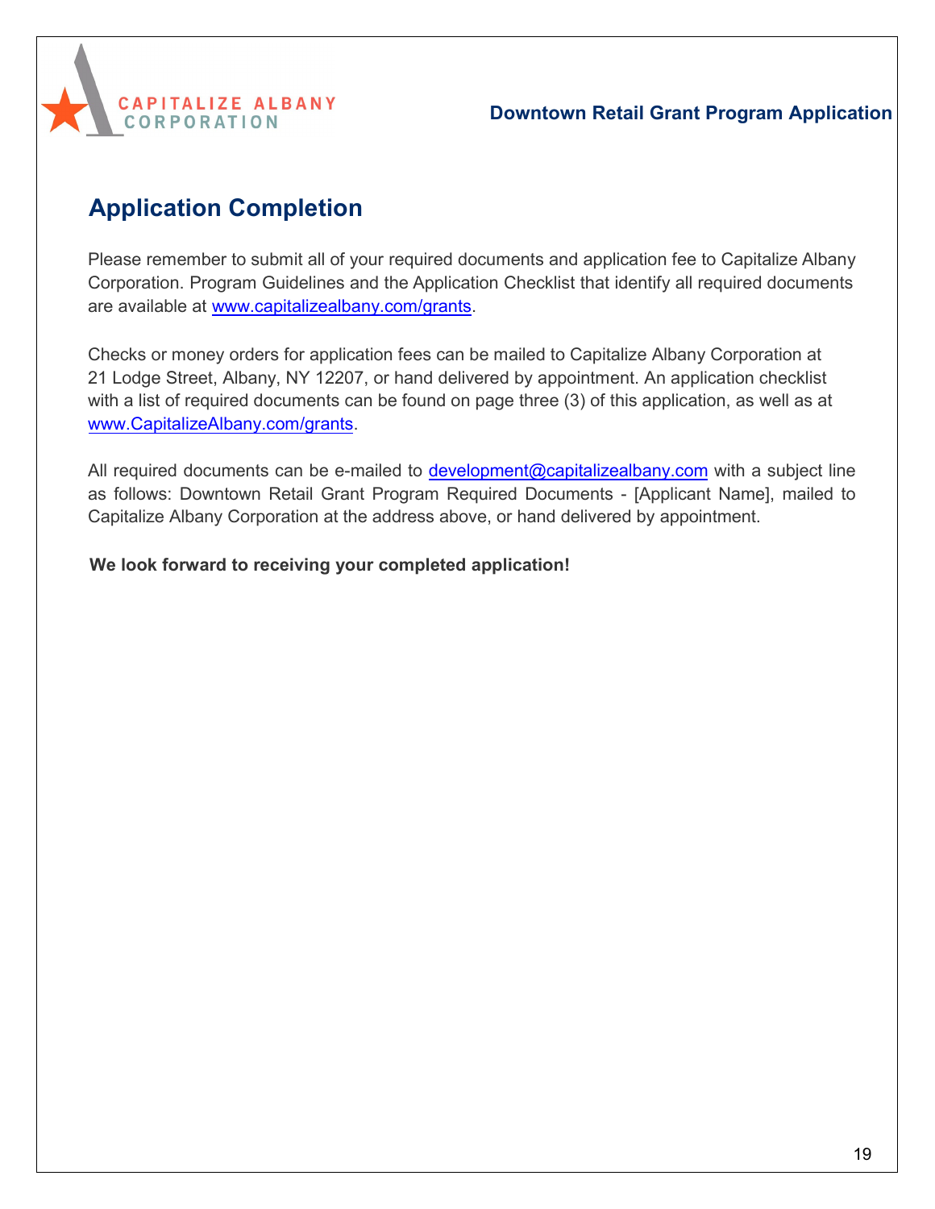## Application Completion

Please remember to submit all of your required documents and application fee to Capitalize Albany Corporation. Program Guidelines and the Application Checklist that identify all required documents are available at www.capitalizealbany.com/grants.

Checks or money orders for application fees can be mailed to Capitalize Albany Corporation at 21 Lodge Street, Albany, NY 12207, or hand delivered by appointment. An application checklist with a list of required documents can be found on page three (3) of this application, as well as at www.CapitalizeAlbany.com/grants.

All required documents can be e-mailed to development@capitalizealbany.com with a subject line as follows: Downtown Retail Grant Program Required Documents - [Applicant Name], mailed to Capitalize Albany Corporation at the address above, or hand delivered by appointment.

**We look forward to receiving your completed application!**